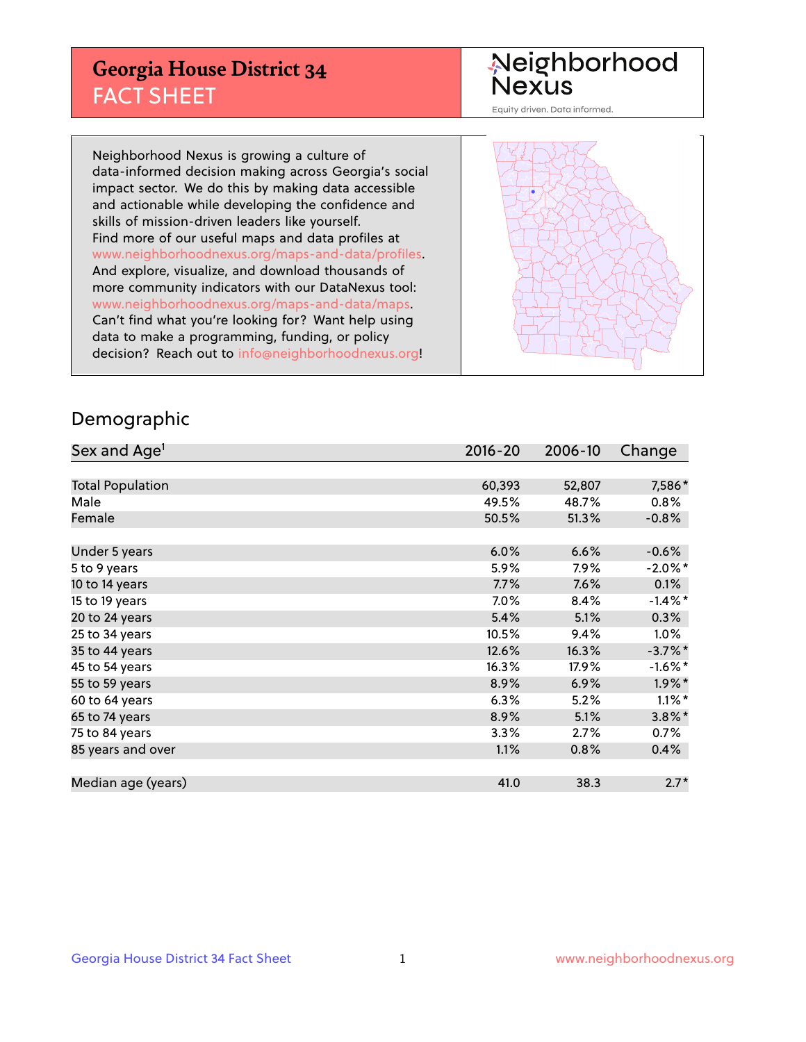# Georgia House District 34
## FACT SHEET

Neighborhood Nexus

Equity driven. Data informed.

Neighborhood Nexus is growing a culture of data-informed decision making across Georgia's social impact sector. We do this by making data accessible and actionable while developing the confidence and skills of mission-driven leaders like yourself. Find more of our useful maps and data profiles at www.neighborhoodnexus.org/maps-and-data/profiles. And explore, visualize, and download thousands of more community indicators with our DataNexus tool: www.neighborhoodnexus.org/maps-and-data/maps. Can't find what you're looking for? Want help using data to make a programming, funding, or policy decision? Reach out to info@neighborhoodnexus.org!

## Demographic

| Sex and Age[1] | 2016-20 | 2006-10 | Change |
|---|---|---|---|
| Total Population | 60,393 | 52,807 | 7,586* |
| Male | 49.5% | 48.7% | 0.8% |
| Female | 50.5% | 51.3% | -0.8% |
| | | | |
| Under 5 years | 6.0% | 6.6% | -0.6% |
| 5 to 9 years | 5.9% | 7.9% | -2.0%* |
| 10 to 14 years | 7.7% | 7.6% | 0.1% |
| 15 to 19 years | 7.0% | 8.4% | -1.4%* |
| 20 to 24 years | 5.4% | 5.1% | 0.3% |
| 25 to 34 years | 10.5% | 9.4% | 1.0% |
| 35 to 44 years | 12.6% | 16.3% | -3.7%* |
| 45 to 54 years | 16.3% | 17.9% | -1.6%* |
| 55 to 59 years | 8.9% | 6.9% | 1.9%* |
| 60 to 64 years | 6.3% | 5.2% | 1.1%* |
| 65 to 74 years | 8.9% | 5.1% | 3.8%* |
| 75 to 84 years | 3.3% | 2.7% | 0.7% |
| 85 years and over | 1.1% | 0.8% | 0.4% |
| | | | |
| Median age (years) | 41.0 | 38.3 | 2.7* |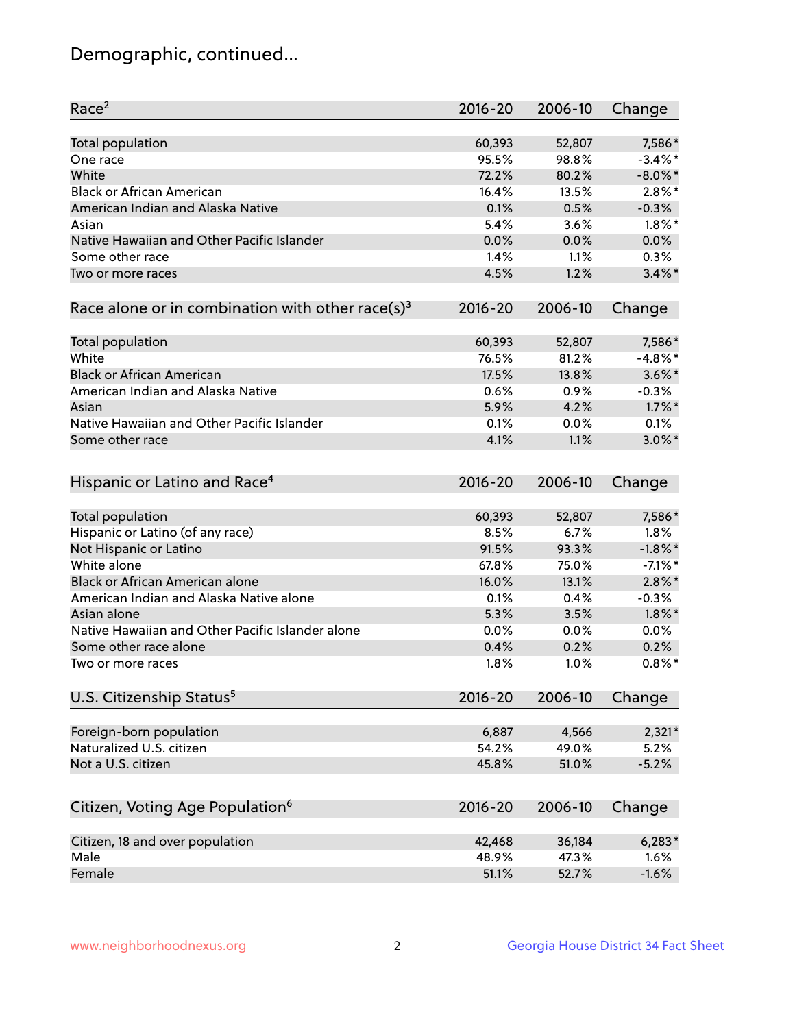## Demographic, continued...

| Race[2] | 2016-20 | 2006-10 | Change |
|---|---|---|---|
| Total population | 60,393 | 52,807 | 7,586* |
| One race | 95.5% | 98.8% | -3.4%* |
| White | 72.2% | 80.2% | -8.0%* |
| Black or African American | 16.4% | 13.5% | 2.8%* |
| American Indian and Alaska Native | 0.1% | 0.5% | -0.3% |
| Asian | 5.4% | 3.6% | 1.8%* |
| Native Hawaiian and Other Pacific Islander | 0.0% | 0.0% | 0.0% |
| Some other race | 1.4% | 1.1% | 0.3% |
| Two or more races | 4.5% | 1.2% | 3.4%* |

| Race alone or in combination with other race(s)[3] | 2016-20 | 2006-10 | Change |
|---|---|---|---|
| Total population | 60,393 | 52,807 | 7,586* |
| White | 76.5% | 81.2% | -4.8%* |
| Black or African American | 17.5% | 13.8% | 3.6%* |
| American Indian and Alaska Native | 0.6% | 0.9% | -0.3% |
| Asian | 5.9% | 4.2% | 1.7%* |
| Native Hawaiian and Other Pacific Islander | 0.1% | 0.0% | 0.1% |
| Some other race | 4.1% | 1.1% | 3.0%* |

| Hispanic or Latino and Race[4] | 2016-20 | 2006-10 | Change |
|---|---|---|---|
| Total population | 60,393 | 52,807 | 7,586* |
| Hispanic or Latino (of any race) | 8.5% | 6.7% | 1.8% |
| Not Hispanic or Latino | 91.5% | 93.3% | -1.8%* |
| White alone | 67.8% | 75.0% | -7.1%* |
| Black or African American alone | 16.0% | 13.1% | 2.8%* |
| American Indian and Alaska Native alone | 0.1% | 0.4% | -0.3% |
| Asian alone | 5.3% | 3.5% | 1.8%* |
| Native Hawaiian and Other Pacific Islander alone | 0.0% | 0.0% | 0.0% |
| Some other race alone | 0.4% | 0.2% | 0.2% |
| Two or more races | 1.8% | 1.0% | 0.8%* |

| U.S. Citizenship Status[5] | 2016-20 | 2006-10 | Change |
|---|---|---|---|
| Foreign-born population | 6,887 | 4,566 | 2,321* |
| Naturalized U.S. citizen | 54.2% | 49.0% | 5.2% |
| Not a U.S. citizen | 45.8% | 51.0% | -5.2% |

| Citizen, Voting Age Population[6] | 2016-20 | 2006-10 | Change |
|---|---|---|---|
| Citizen, 18 and over population | 42,468 | 36,184 | 6,283* |
| Male | 48.9% | 47.3% | 1.6% |
| Female | 51.1% | 52.7% | -1.6% |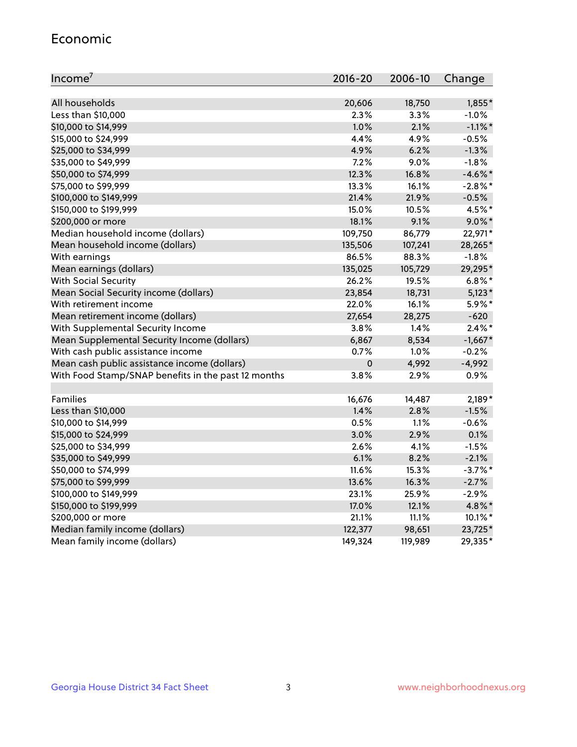## Economic

| Income[7] | 2016-20 | 2006-10 | Change |
|---|---|---|---|
| All households | 20,606 | 18,750 | 1,855* |
| Less than $10,000 | 2.3% | 3.3% | -1.0% |
| $10,000 to $14,999 | 1.0% | 2.1% | -1.1%* |
| $15,000 to $24,999 | 4.4% | 4.9% | -0.5% |
| $25,000 to $34,999 | 4.9% | 6.2% | -1.3% |
| $35,000 to $49,999 | 7.2% | 9.0% | -1.8% |
| $50,000 to $74,999 | 12.3% | 16.8% | -4.6%* |
| $75,000 to $99,999 | 13.3% | 16.1% | -2.8%* |
| $100,000 to $149,999 | 21.4% | 21.9% | -0.5% |
| $150,000 to $199,999 | 15.0% | 10.5% | 4.5%* |
| $200,000 or more | 18.1% | 9.1% | 9.0%* |
| Median household income (dollars) | 109,750 | 86,779 | 22,971* |
| Mean household income (dollars) | 135,506 | 107,241 | 28,265* |
| With earnings | 86.5% | 88.3% | -1.8% |
| Mean earnings (dollars) | 135,025 | 105,729 | 29,295* |
| With Social Security | 26.2% | 19.5% | 6.8%* |
| Mean Social Security income (dollars) | 23,854 | 18,731 | 5,123* |
| With retirement income | 22.0% | 16.1% | 5.9%* |
| Mean retirement income (dollars) | 27,654 | 28,275 | -620 |
| With Supplemental Security Income | 3.8% | 1.4% | 2.4%* |
| Mean Supplemental Security Income (dollars) | 6,867 | 8,534 | -1,667* |
| With cash public assistance income | 0.7% | 1.0% | -0.2% |
| Mean cash public assistance income (dollars) | 0 | 4,992 | -4,992 |
| With Food Stamp/SNAP benefits in the past 12 months | 3.8% | 2.9% | 0.9% |
| | | | |
| Families | 16,676 | 14,487 | 2,189* |
| Less than $10,000 | 1.4% | 2.8% | -1.5% |
| $10,000 to $14,999 | 0.5% | 1.1% | -0.6% |
| $15,000 to $24,999 | 3.0% | 2.9% | 0.1% |
| $25,000 to $34,999 | 2.6% | 4.1% | -1.5% |
| $35,000 to $49,999 | 6.1% | 8.2% | -2.1% |
| $50,000 to $74,999 | 11.6% | 15.3% | -3.7%* |
| $75,000 to $99,999 | 13.6% | 16.3% | -2.7% |
| $100,000 to $149,999 | 23.1% | 25.9% | -2.9% |
| $150,000 to $199,999 | 17.0% | 12.1% | 4.8%* |
| $200,000 or more | 21.1% | 11.1% | 10.1%* |
| Median family income (dollars) | 122,377 | 98,651 | 23,725* |
| Mean family income (dollars) | 149,324 | 119,989 | 29,335* |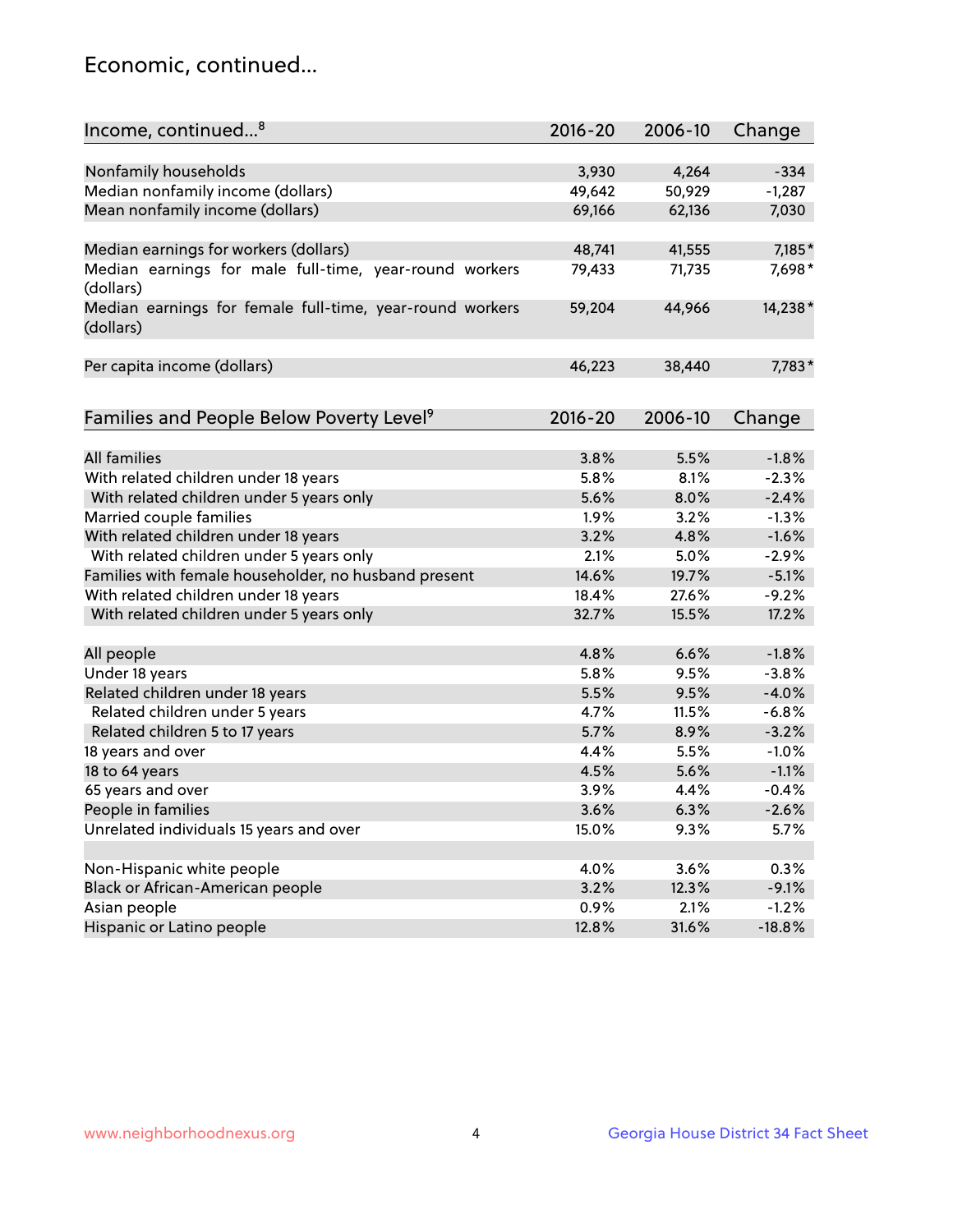## Economic, continued...

| Income, continued...[8] | 2016-20 | 2006-10 | Change |
|---|---|---|---|
| Nonfamily households | 3,930 | 4,264 | -334 |
| Median nonfamily income (dollars) | 49,642 | 50,929 | -1,287 |
| Mean nonfamily income (dollars) | 69,166 | 62,136 | 7,030 |
| Median earnings for workers (dollars) | 48,741 | 41,555 | 7,185* |
| Median earnings for male full-time, year-round workers (dollars) | 79,433 | 71,735 | 7,698* |
| Median earnings for female full-time, year-round workers (dollars) | 59,204 | 44,966 | 14,238* |
| Per capita income (dollars) | 46,223 | 38,440 | 7,783* |

| Families and People Below Poverty Level[9] | 2016-20 | 2006-10 | Change |
|---|---|---|---|
| All families | 3.8% | 5.5% | -1.8% |
| With related children under 18 years | 5.8% | 8.1% | -2.3% |
| With related children under 5 years only | 5.6% | 8.0% | -2.4% |
| Married couple families | 1.9% | 3.2% | -1.3% |
| With related children under 18 years | 3.2% | 4.8% | -1.6% |
| With related children under 5 years only | 2.1% | 5.0% | -2.9% |
| Families with female householder, no husband present | 14.6% | 19.7% | -5.1% |
| With related children under 18 years | 18.4% | 27.6% | -9.2% |
| With related children under 5 years only | 32.7% | 15.5% | 17.2% |
| All people | 4.8% | 6.6% | -1.8% |
| Under 18 years | 5.8% | 9.5% | -3.8% |
| Related children under 18 years | 5.5% | 9.5% | -4.0% |
| Related children under 5 years | 4.7% | 11.5% | -6.8% |
| Related children 5 to 17 years | 5.7% | 8.9% | -3.2% |
| 18 years and over | 4.4% | 5.5% | -1.0% |
| 18 to 64 years | 4.5% | 5.6% | -1.1% |
| 65 years and over | 3.9% | 4.4% | -0.4% |
| People in families | 3.6% | 6.3% | -2.6% |
| Unrelated individuals 15 years and over | 15.0% | 9.3% | 5.7% |
| Non-Hispanic white people | 4.0% | 3.6% | 0.3% |
| Black or African-American people | 3.2% | 12.3% | -9.1% |
| Asian people | 0.9% | 2.1% | -1.2% |
| Hispanic or Latino people | 12.8% | 31.6% | -18.8% |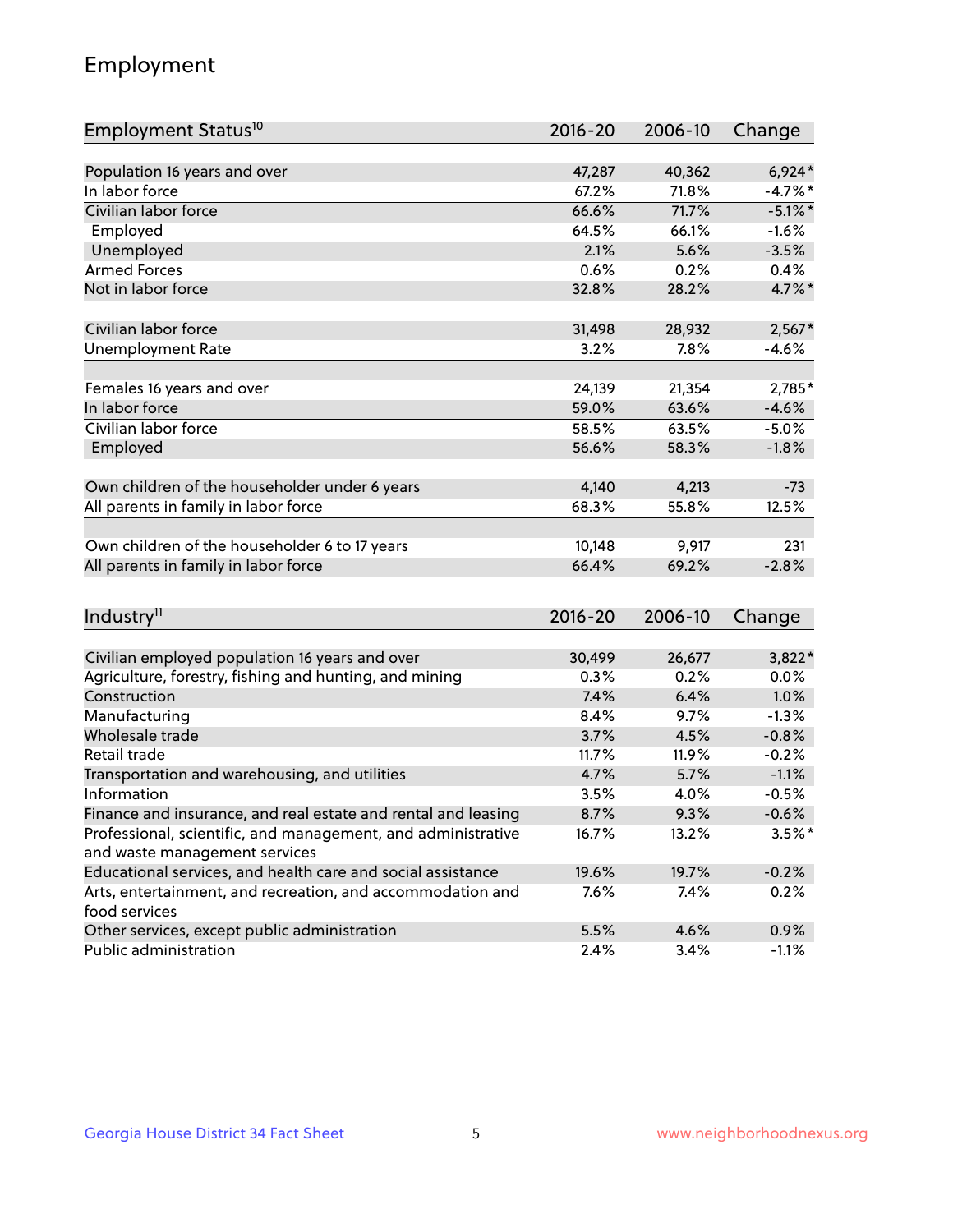# Employment

| Employment Status[10] | 2016-20 | 2006-10 | Change |
|---|---|---|---|
| Population 16 years and over | 47,287 | 40,362 | 6,924* |
| In labor force | 67.2% | 71.8% | -4.7%* |
| Civilian labor force | 66.6% | 71.7% | -5.1%* |
| Employed | 64.5% | 66.1% | -1.6% |
| Unemployed | 2.1% | 5.6% | -3.5% |
| Armed Forces | 0.6% | 0.2% | 0.4% |
| Not in labor force | 32.8% | 28.2% | 4.7%* |
| | | | |
| Civilian labor force | 31,498 | 28,932 | 2,567* |
| Unemployment Rate | 3.2% | 7.8% | -4.6% |
| | | | |
| Females 16 years and over | 24,139 | 21,354 | 2,785* |
| In labor force | 59.0% | 63.6% | -4.6% |
| Civilian labor force | 58.5% | 63.5% | -5.0% |
| Employed | 56.6% | 58.3% | -1.8% |
| | | | |
| Own children of the householder under 6 years | 4,140 | 4,213 | -73 |
| All parents in family in labor force | 68.3% | 55.8% | 12.5% |
| | | | |
| Own children of the householder 6 to 17 years | 10,148 | 9,917 | 231 |
| All parents in family in labor force | 66.4% | 69.2% | -2.8% |

| Industry[11] | 2016-20 | 2006-10 | Change |
|---|---|---|---|
| Civilian employed population 16 years and over | 30,499 | 26,677 | 3,822* |
| Agriculture, forestry, fishing and hunting, and mining | 0.3% | 0.2% | 0.0% |
| Construction | 7.4% | 6.4% | 1.0% |
| Manufacturing | 8.4% | 9.7% | -1.3% |
| Wholesale trade | 3.7% | 4.5% | -0.8% |
| Retail trade | 11.7% | 11.9% | -0.2% |
| Transportation and warehousing, and utilities | 4.7% | 5.7% | -1.1% |
| Information | 3.5% | 4.0% | -0.5% |
| Finance and insurance, and real estate and rental and leasing | 8.7% | 9.3% | -0.6% |
| Professional, scientific, and management, and administrative and waste management services | 16.7% | 13.2% | 3.5%* |
| Educational services, and health care and social assistance | 19.6% | 19.7% | -0.2% |
| Arts, entertainment, and recreation, and accommodation and food services | 7.6% | 7.4% | 0.2% |
| Other services, except public administration | 5.5% | 4.6% | 0.9% |
| Public administration | 2.4% | 3.4% | -1.1% |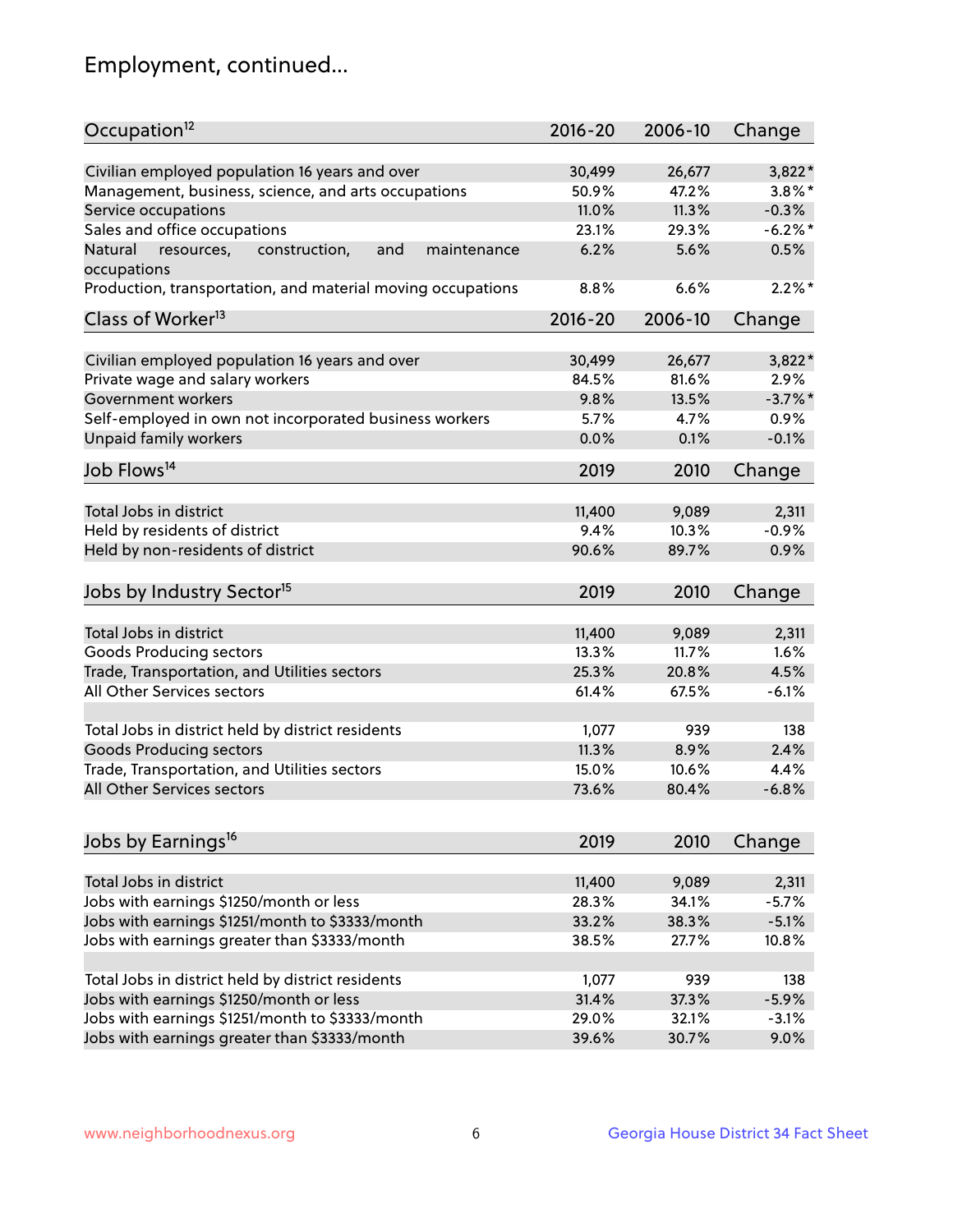# Employment, continued...

| Occupation[12] | 2016-20 | 2006-10 | Change |
|---|---|---|---|
| Civilian employed population 16 years and over | 30,499 | 26,677 | 3,822* |
| Management, business, science, and arts occupations | 50.9% | 47.2% | 3.8%* |
| Service occupations | 11.0% | 11.3% | -0.3% |
| Sales and office occupations | 23.1% | 29.3% | -6.2%* |
| Natural resources, construction, and maintenance occupations | 6.2% | 5.6% | 0.5% |
| Production, transportation, and material moving occupations | 8.8% | 6.6% | 2.2%* |

| Class of Worker[13] | 2016-20 | 2006-10 | Change |
|---|---|---|---|
| Civilian employed population 16 years and over | 30,499 | 26,677 | 3,822* |
| Private wage and salary workers | 84.5% | 81.6% | 2.9% |
| Government workers | 9.8% | 13.5% | -3.7%* |
| Self-employed in own not incorporated business workers | 5.7% | 4.7% | 0.9% |
| Unpaid family workers | 0.0% | 0.1% | -0.1% |

| Job Flows[14] | 2019 | 2010 | Change |
|---|---|---|---|
| Total Jobs in district | 11,400 | 9,089 | 2,311 |
| Held by residents of district | 9.4% | 10.3% | -0.9% |
| Held by non-residents of district | 90.6% | 89.7% | 0.9% |

| Jobs by Industry Sector[15] | 2019 | 2010 | Change |
|---|---|---|---|
| Total Jobs in district | 11,400 | 9,089 | 2,311 |
| Goods Producing sectors | 13.3% | 11.7% | 1.6% |
| Trade, Transportation, and Utilities sectors | 25.3% | 20.8% | 4.5% |
| All Other Services sectors | 61.4% | 67.5% | -6.1% |
| | | | |
| Total Jobs in district held by district residents | 1,077 | 939 | 138 |
| Goods Producing sectors | 11.3% | 8.9% | 2.4% |
| Trade, Transportation, and Utilities sectors | 15.0% | 10.6% | 4.4% |
| All Other Services sectors | 73.6% | 80.4% | -6.8% |

| Jobs by Earnings[16] | 2019 | 2010 | Change |
|---|---|---|---|
| Total Jobs in district | 11,400 | 9,089 | 2,311 |
| Jobs with earnings $1250/month or less | 28.3% | 34.1% | -5.7% |
| Jobs with earnings $1251/month to $3333/month | 33.2% | 38.3% | -5.1% |
| Jobs with earnings greater than $3333/month | 38.5% | 27.7% | 10.8% |
| | | | |
| Total Jobs in district held by district residents | 1,077 | 939 | 138 |
| Jobs with earnings $1250/month or less | 31.4% | 37.3% | -5.9% |
| Jobs with earnings $1251/month to $3333/month | 29.0% | 32.1% | -3.1% |
| Jobs with earnings greater than $3333/month | 39.6% | 30.7% | 9.0% |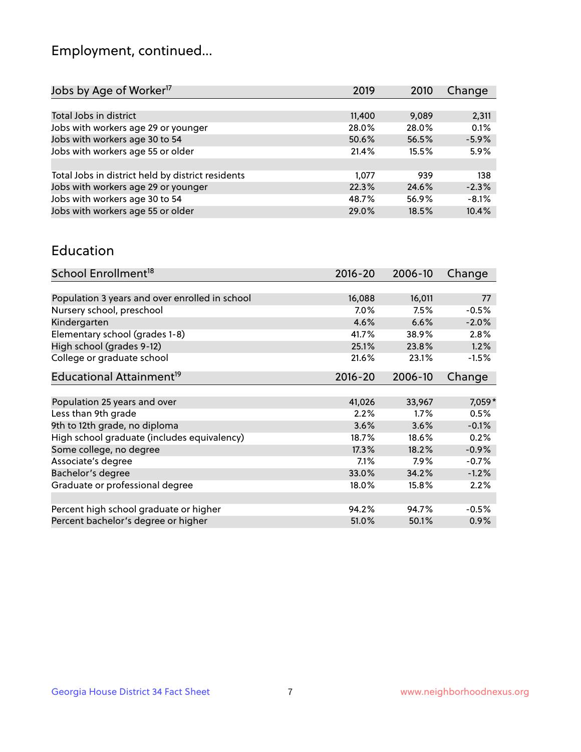## Employment, continued...

| Jobs by Age of Worker[17] | 2019 | 2010 | Change |
|---|---|---|---|
| Total Jobs in district | 11,400 | 9,089 | 2,311 |
| Jobs with workers age 29 or younger | 28.0% | 28.0% | 0.1% |
| Jobs with workers age 30 to 54 | 50.6% | 56.5% | -5.9% |
| Jobs with workers age 55 or older | 21.4% | 15.5% | 5.9% |
| | | | |
| Total Jobs in district held by district residents | 1,077 | 939 | 138 |
| Jobs with workers age 29 or younger | 22.3% | 24.6% | -2.3% |
| Jobs with workers age 30 to 54 | 48.7% | 56.9% | -8.1% |
| Jobs with workers age 55 or older | 29.0% | 18.5% | 10.4% |

## Education

| School Enrollment[18] | 2016-20 | 2006-10 | Change |
|---|---|---|---|
| Population 3 years and over enrolled in school | 16,088 | 16,011 | 77 |
| Nursery school, preschool | 7.0% | 7.5% | -0.5% |
| Kindergarten | 4.6% | 6.6% | -2.0% |
| Elementary school (grades 1-8) | 41.7% | 38.9% | 2.8% |
| High school (grades 9-12) | 25.1% | 23.8% | 1.2% |
| College or graduate school | 21.6% | 23.1% | -1.5% |

| Educational Attainment[19] | 2016-20 | 2006-10 | Change |
|---|---|---|---|
| Population 25 years and over | 41,026 | 33,967 | 7,059* |
| Less than 9th grade | 2.2% | 1.7% | 0.5% |
| 9th to 12th grade, no diploma | 3.6% | 3.6% | -0.1% |
| High school graduate (includes equivalency) | 18.7% | 18.6% | 0.2% |
| Some college, no degree | 17.3% | 18.2% | -0.9% |
| Associate's degree | 7.1% | 7.9% | -0.7% |
| Bachelor's degree | 33.0% | 34.2% | -1.2% |
| Graduate or professional degree | 18.0% | 15.8% | 2.2% |
| | | | |
| Percent high school graduate or higher | 94.2% | 94.7% | -0.5% |
| Percent bachelor's degree or higher | 51.0% | 50.1% | 0.9% |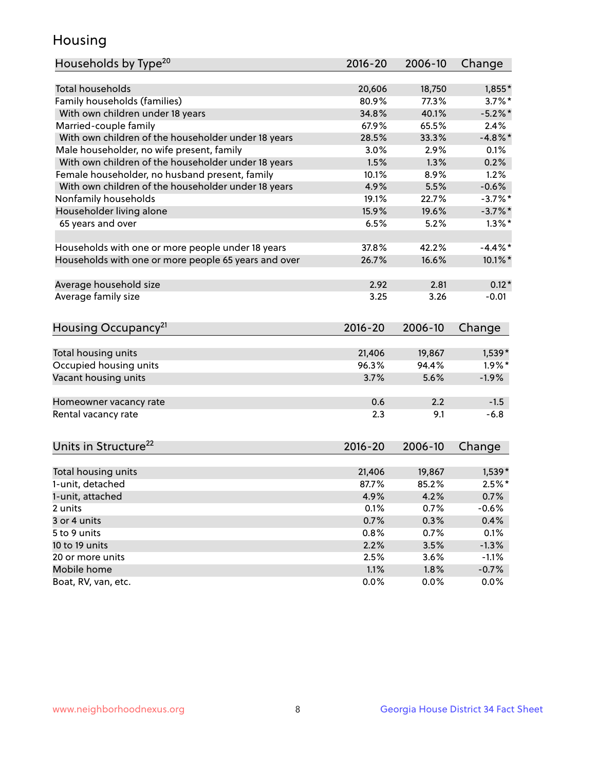## Housing

| Households by Type[20] | 2016-20 | 2006-10 | Change |
|---|---|---|---|
| Total households | 20,606 | 18,750 | 1,855* |
| Family households (families) | 80.9% | 77.3% | 3.7%* |
| With own children under 18 years | 34.8% | 40.1% | -5.2%* |
| Married-couple family | 67.9% | 65.5% | 2.4% |
| With own children of the householder under 18 years | 28.5% | 33.3% | -4.8%* |
| Male householder, no wife present, family | 3.0% | 2.9% | 0.1% |
| With own children of the householder under 18 years | 1.5% | 1.3% | 0.2% |
| Female householder, no husband present, family | 10.1% | 8.9% | 1.2% |
| With own children of the householder under 18 years | 4.9% | 5.5% | -0.6% |
| Nonfamily households | 19.1% | 22.7% | -3.7%* |
| Householder living alone | 15.9% | 19.6% | -3.7%* |
| 65 years and over | 6.5% | 5.2% | 1.3%* |
| | | | |
| Households with one or more people under 18 years | 37.8% | 42.2% | -4.4%* |
| Households with one or more people 65 years and over | 26.7% | 16.6% | 10.1%* |
| | | | |
| Average household size | 2.92 | 2.81 | 0.12* |
| Average family size | 3.25 | 3.26 | -0.01 |

| Housing Occupancy[21] | 2016-20 | 2006-10 | Change |
|---|---|---|---|
| Total housing units | 21,406 | 19,867 | 1,539* |
| Occupied housing units | 96.3% | 94.4% | 1.9%* |
| Vacant housing units | 3.7% | 5.6% | -1.9% |
| | | | |
| Homeowner vacancy rate | 0.6 | 2.2 | -1.5 |
| Rental vacancy rate | 2.3 | 9.1 | -6.8 |

| Units in Structure[22] | 2016-20 | 2006-10 | Change |
|---|---|---|---|
| Total housing units | 21,406 | 19,867 | 1,539* |
| 1-unit, detached | 87.7% | 85.2% | 2.5%* |
| 1-unit, attached | 4.9% | 4.2% | 0.7% |
| 2 units | 0.1% | 0.7% | -0.6% |
| 3 or 4 units | 0.7% | 0.3% | 0.4% |
| 5 to 9 units | 0.8% | 0.7% | 0.1% |
| 10 to 19 units | 2.2% | 3.5% | -1.3% |
| 20 or more units | 2.5% | 3.6% | -1.1% |
| Mobile home | 1.1% | 1.8% | -0.7% |
| Boat, RV, van, etc. | 0.0% | 0.0% | 0.0% |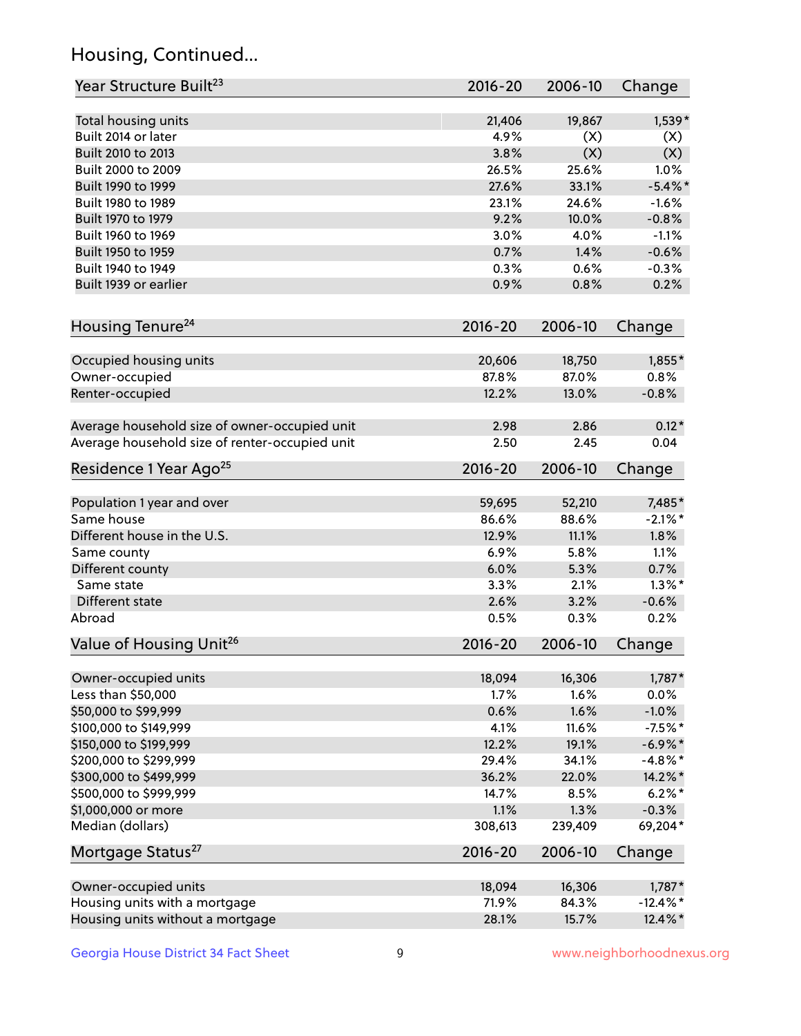## Housing, Continued...

| Year Structure Built[23] | 2016-20 | 2006-10 | Change |
|---|---|---|---|
| Total housing units | 21,406 | 19,867 | 1,539* |
| Built 2014 or later | 4.9% | (X) | (X) |
| Built 2010 to 2013 | 3.8% | (X) | (X) |
| Built 2000 to 2009 | 26.5% | 25.6% | 1.0% |
| Built 1990 to 1999 | 27.6% | 33.1% | -5.4%* |
| Built 1980 to 1989 | 23.1% | 24.6% | -1.6% |
| Built 1970 to 1979 | 9.2% | 10.0% | -0.8% |
| Built 1960 to 1969 | 3.0% | 4.0% | -1.1% |
| Built 1950 to 1959 | 0.7% | 1.4% | -0.6% |
| Built 1940 to 1949 | 0.3% | 0.6% | -0.3% |
| Built 1939 or earlier | 0.9% | 0.8% | 0.2% |

| Housing Tenure[24] | 2016-20 | 2006-10 | Change |
|---|---|---|---|
| Occupied housing units | 20,606 | 18,750 | 1,855* |
| Owner-occupied | 87.8% | 87.0% | 0.8% |
| Renter-occupied | 12.2% | 13.0% | -0.8% |
| Average household size of owner-occupied unit | 2.98 | 2.86 | 0.12* |
| Average household size of renter-occupied unit | 2.50 | 2.45 | 0.04 |

| Residence 1 Year Ago[25] | 2016-20 | 2006-10 | Change |
|---|---|---|---|
| Population 1 year and over | 59,695 | 52,210 | 7,485* |
| Same house | 86.6% | 88.6% | -2.1%* |
| Different house in the U.S. | 12.9% | 11.1% | 1.8% |
| Same county | 6.9% | 5.8% | 1.1% |
| Different county | 6.0% | 5.3% | 0.7% |
| Same state | 3.3% | 2.1% | 1.3%* |
| Different state | 2.6% | 3.2% | -0.6% |
| Abroad | 0.5% | 0.3% | 0.2% |

| Value of Housing Unit[26] | 2016-20 | 2006-10 | Change |
|---|---|---|---|
| Owner-occupied units | 18,094 | 16,306 | 1,787* |
| Less than $50,000 | 1.7% | 1.6% | 0.0% |
| $50,000 to $99,999 | 0.6% | 1.6% | -1.0% |
| $100,000 to $149,999 | 4.1% | 11.6% | -7.5%* |
| $150,000 to $199,999 | 12.2% | 19.1% | -6.9%* |
| $200,000 to $299,999 | 29.4% | 34.1% | -4.8%* |
| $300,000 to $499,999 | 36.2% | 22.0% | 14.2%* |
| $500,000 to $999,999 | 14.7% | 8.5% | 6.2%* |
| $1,000,000 or more | 1.1% | 1.3% | -0.3% |
| Median (dollars) | 308,613 | 239,409 | 69,204* |

| Mortgage Status[27] | 2016-20 | 2006-10 | Change |
|---|---|---|---|
| Owner-occupied units | 18,094 | 16,306 | 1,787* |
| Housing units with a mortgage | 71.9% | 84.3% | -12.4%* |
| Housing units without a mortgage | 28.1% | 15.7% | 12.4%* |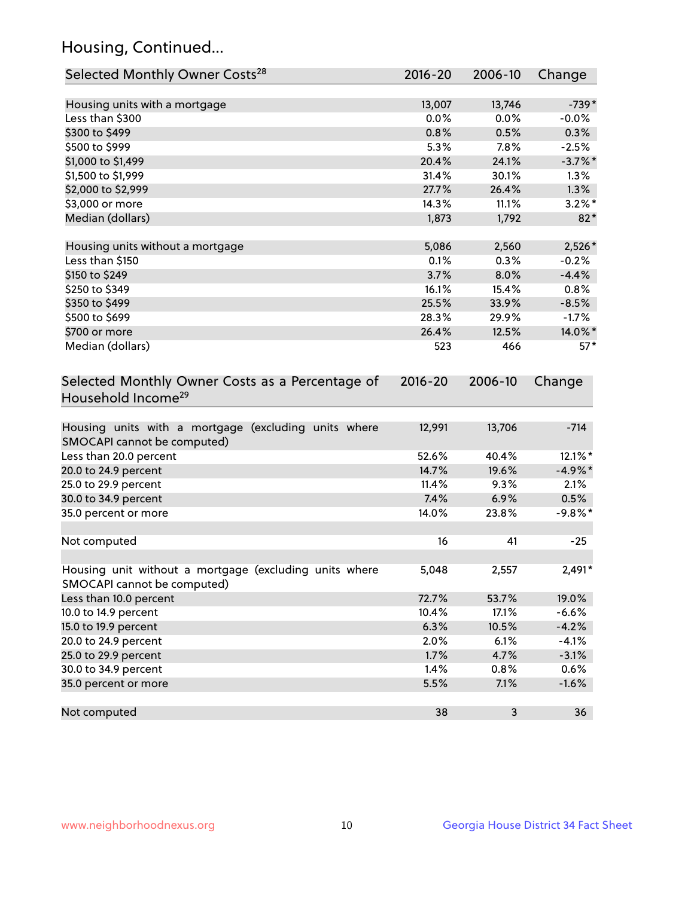## Housing, Continued...

| Selected Monthly Owner Costs[28] | 2016-20 | 2006-10 | Change |
|---|---|---|---|
| Housing units with a mortgage | 13,007 | 13,746 | -739* |
| Less than $300 | 0.0% | 0.0% | -0.0% |
| $300 to $499 | 0.8% | 0.5% | 0.3% |
| $500 to $999 | 5.3% | 7.8% | -2.5% |
| $1,000 to $1,499 | 20.4% | 24.1% | -3.7%* |
| $1,500 to $1,999 | 31.4% | 30.1% | 1.3% |
| $2,000 to $2,999 | 27.7% | 26.4% | 1.3% |
| $3,000 or more | 14.3% | 11.1% | 3.2%* |
| Median (dollars) | 1,873 | 1,792 | 82* |
| | | | |
| Housing units without a mortgage | 5,086 | 2,560 | 2,526* |
| Less than $150 | 0.1% | 0.3% | -0.2% |
| $150 to $249 | 3.7% | 8.0% | -4.4% |
| $250 to $349 | 16.1% | 15.4% | 0.8% |
| $350 to $499 | 25.5% | 33.9% | -8.5% |
| $500 to $699 | 28.3% | 29.9% | -1.7% |
| $700 or more | 26.4% | 12.5% | 14.0%* |
| Median (dollars) | 523 | 466 | 57* |

| Selected Monthly Owner Costs as a Percentage of Household Income[29] | 2016-20 | 2006-10 | Change |
|---|---|---|---|
| Housing units with a mortgage (excluding units where SMOCAPI cannot be computed) | 12,991 | 13,706 | -714 |
| Less than 20.0 percent | 52.6% | 40.4% | 12.1%* |
| 20.0 to 24.9 percent | 14.7% | 19.6% | -4.9%* |
| 25.0 to 29.9 percent | 11.4% | 9.3% | 2.1% |
| 30.0 to 34.9 percent | 7.4% | 6.9% | 0.5% |
| 35.0 percent or more | 14.0% | 23.8% | -9.8%* |
| | | | |
| Not computed | 16 | 41 | -25 |
| | | | |
| Housing unit without a mortgage (excluding units where SMOCAPI cannot be computed) | 5,048 | 2,557 | 2,491* |
| Less than 10.0 percent | 72.7% | 53.7% | 19.0% |
| 10.0 to 14.9 percent | 10.4% | 17.1% | -6.6% |
| 15.0 to 19.9 percent | 6.3% | 10.5% | -4.2% |
| 20.0 to 24.9 percent | 2.0% | 6.1% | -4.1% |
| 25.0 to 29.9 percent | 1.7% | 4.7% | -3.1% |
| 30.0 to 34.9 percent | 1.4% | 0.8% | 0.6% |
| 35.0 percent or more | 5.5% | 7.1% | -1.6% |
| | | | |
| Not computed | 38 | 3 | 36 |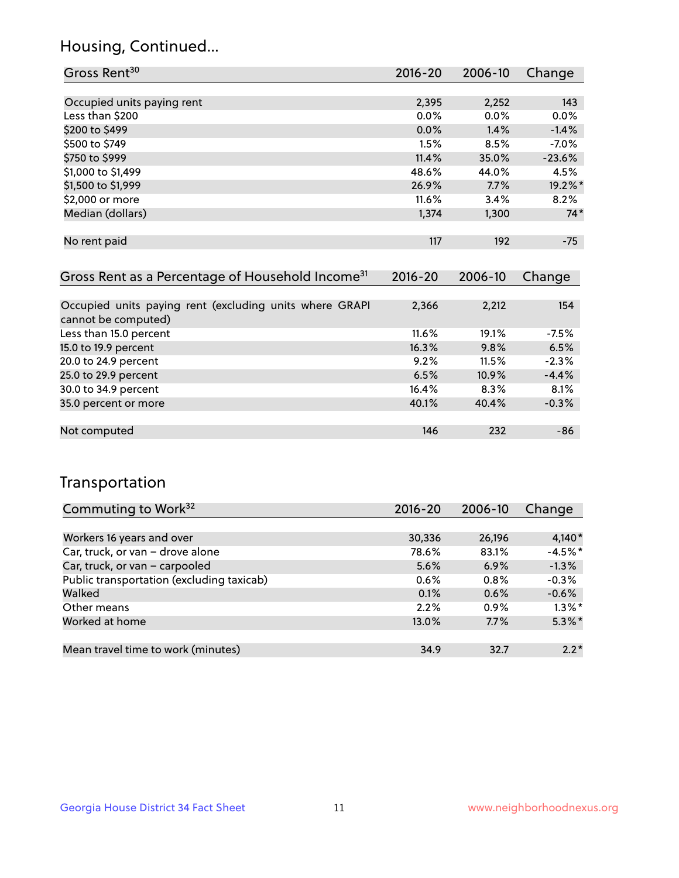## Housing, Continued...

| Gross Rent[30] | 2016-20 | 2006-10 | Change |
|---|---|---|---|
| Occupied units paying rent | 2,395 | 2,252 | 143 |
| Less than $200 | 0.0% | 0.0% | 0.0% |
| $200 to $499 | 0.0% | 1.4% | -1.4% |
| $500 to $749 | 1.5% | 8.5% | -7.0% |
| $750 to $999 | 11.4% | 35.0% | -23.6% |
| $1,000 to $1,499 | 48.6% | 44.0% | 4.5% |
| $1,500 to $1,999 | 26.9% | 7.7% | 19.2%* |
| $2,000 or more | 11.6% | 3.4% | 8.2% |
| Median (dollars) | 1,374 | 1,300 | 74* |
| No rent paid | 117 | 192 | -75 |

| Gross Rent as a Percentage of Household Income[31] | 2016-20 | 2006-10 | Change |
|---|---|---|---|
| Occupied units paying rent (excluding units where GRAPI cannot be computed) | 2,366 | 2,212 | 154 |
| Less than 15.0 percent | 11.6% | 19.1% | -7.5% |
| 15.0 to 19.9 percent | 16.3% | 9.8% | 6.5% |
| 20.0 to 24.9 percent | 9.2% | 11.5% | -2.3% |
| 25.0 to 29.9 percent | 6.5% | 10.9% | -4.4% |
| 30.0 to 34.9 percent | 16.4% | 8.3% | 8.1% |
| 35.0 percent or more | 40.1% | 40.4% | -0.3% |
| Not computed | 146 | 232 | -86 |

## Transportation

| Commuting to Work[32] | 2016-20 | 2006-10 | Change |
|---|---|---|---|
| Workers 16 years and over | 30,336 | 26,196 | 4,140* |
| Car, truck, or van – drove alone | 78.6% | 83.1% | -4.5%* |
| Car, truck, or van – carpooled | 5.6% | 6.9% | -1.3% |
| Public transportation (excluding taxicab) | 0.6% | 0.8% | -0.3% |
| Walked | 0.1% | 0.6% | -0.6% |
| Other means | 2.2% | 0.9% | 1.3%* |
| Worked at home | 13.0% | 7.7% | 5.3%* |
| Mean travel time to work (minutes) | 34.9 | 32.7 | 2.2* |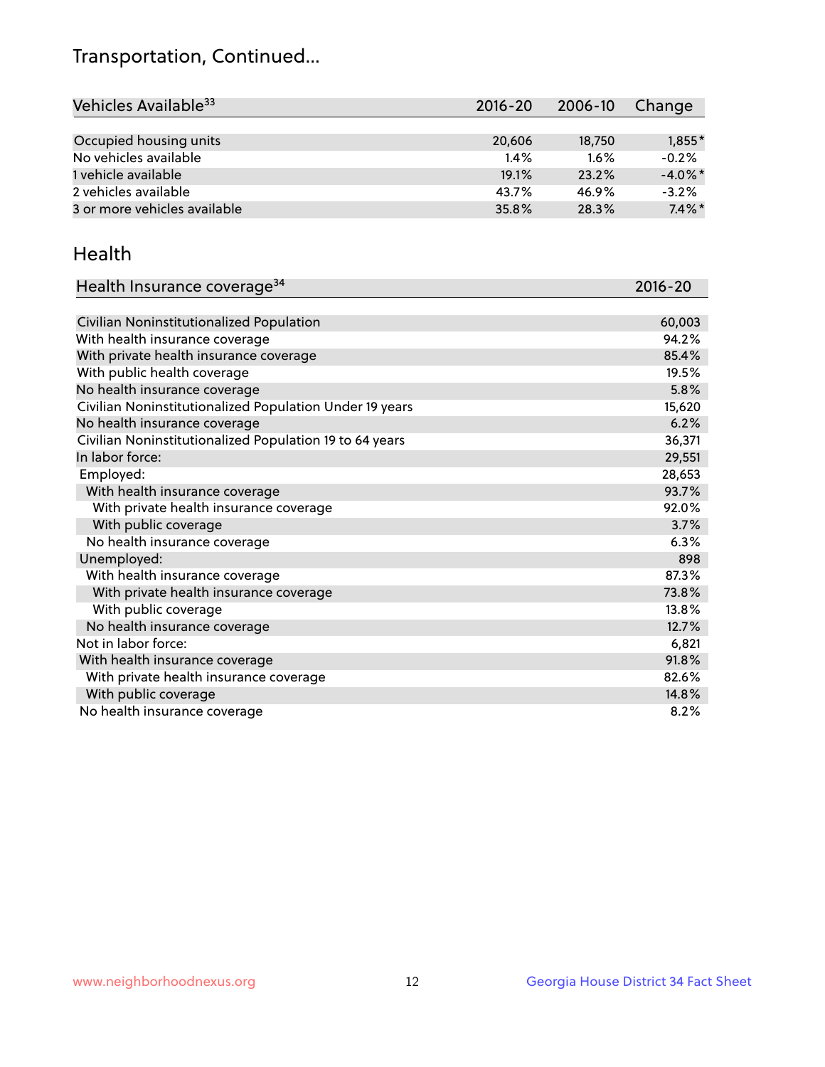# Transportation, Continued...

| Vehicles Available[33] | 2016-20 | 2006-10 | Change |
|---|---|---|---|
| Occupied housing units | 20,606 | 18,750 | 1,855* |
| No vehicles available | 1.4% | 1.6% | -0.2% |
| 1 vehicle available | 19.1% | 23.2% | -4.0%* |
| 2 vehicles available | 43.7% | 46.9% | -3.2% |
| 3 or more vehicles available | 35.8% | 28.3% | 7.4%* |

## Health

| Health Insurance coverage[34] | 2016-20 |
|---|---|
| Civilian Noninstitutionalized Population | 60,003 |
| With health insurance coverage | 94.2% |
| With private health insurance coverage | 85.4% |
| With public health coverage | 19.5% |
| No health insurance coverage | 5.8% |
| Civilian Noninstitutionalized Population Under 19 years | 15,620 |
| No health insurance coverage | 6.2% |
| Civilian Noninstitutionalized Population 19 to 64 years | 36,371 |
| In labor force: | 29,551 |
| Employed: | 28,653 |
| With health insurance coverage | 93.7% |
| With private health insurance coverage | 92.0% |
| With public coverage | 3.7% |
| No health insurance coverage | 6.3% |
| Unemployed: | 898 |
| With health insurance coverage | 87.3% |
| With private health insurance coverage | 73.8% |
| With public coverage | 13.8% |
| No health insurance coverage | 12.7% |
| Not in labor force: | 6,821 |
| With health insurance coverage | 91.8% |
| With private health insurance coverage | 82.6% |
| With public coverage | 14.8% |
| No health insurance coverage | 8.2% |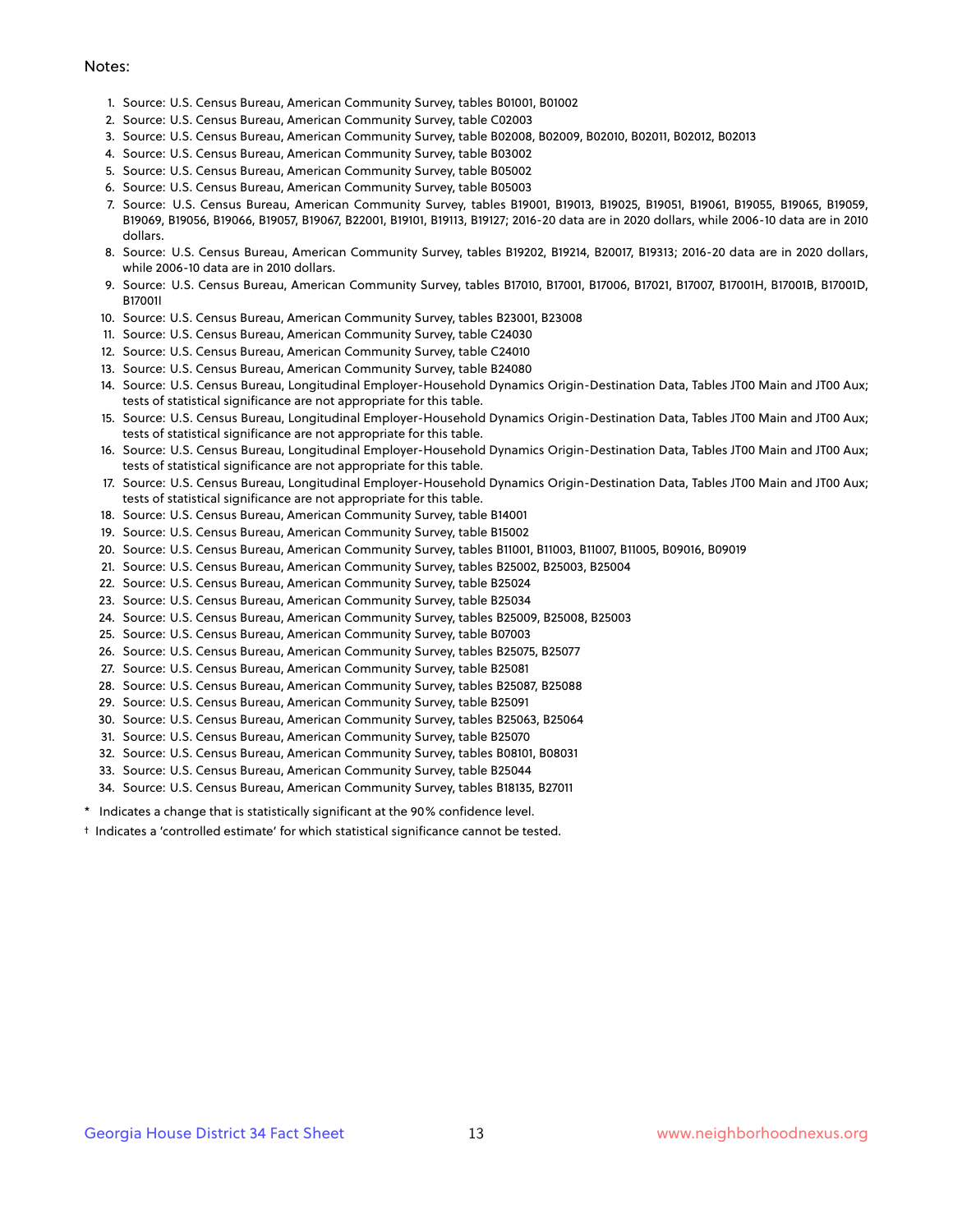Notes:

1. Source: U.S. Census Bureau, American Community Survey, tables B01001, B01002
2. Source: U.S. Census Bureau, American Community Survey, table C02003
3. Source: U.S. Census Bureau, American Community Survey, table B02008, B02009, B02010, B02011, B02012, B02013
4. Source: U.S. Census Bureau, American Community Survey, table B03002
5. Source: U.S. Census Bureau, American Community Survey, table B05002
6. Source: U.S. Census Bureau, American Community Survey, table B05003
7. Source: U.S. Census Bureau, American Community Survey, tables B19001, B19013, B19025, B19051, B19061, B19055, B19065, B19059, B19069, B19056, B19066, B19057, B19067, B22001, B19101, B19113, B19127; 2016-20 data are in 2020 dollars, while 2006-10 data are in 2010 dollars.
8. Source: U.S. Census Bureau, American Community Survey, tables B19202, B19214, B20017, B19313; 2016-20 data are in 2020 dollars, while 2006-10 data are in 2010 dollars.
9. Source: U.S. Census Bureau, American Community Survey, tables B17010, B17001, B17006, B17021, B17007, B17001H, B17001B, B17001D, B17001I
10. Source: U.S. Census Bureau, American Community Survey, tables B23001, B23008
11. Source: U.S. Census Bureau, American Community Survey, table C24030
12. Source: U.S. Census Bureau, American Community Survey, table C24010
13. Source: U.S. Census Bureau, American Community Survey, table B24080
14. Source: U.S. Census Bureau, Longitudinal Employer-Household Dynamics Origin-Destination Data, Tables JT00 Main and JT00 Aux; tests of statistical significance are not appropriate for this table.
15. Source: U.S. Census Bureau, Longitudinal Employer-Household Dynamics Origin-Destination Data, Tables JT00 Main and JT00 Aux; tests of statistical significance are not appropriate for this table.
16. Source: U.S. Census Bureau, Longitudinal Employer-Household Dynamics Origin-Destination Data, Tables JT00 Main and JT00 Aux; tests of statistical significance are not appropriate for this table.
17. Source: U.S. Census Bureau, Longitudinal Employer-Household Dynamics Origin-Destination Data, Tables JT00 Main and JT00 Aux; tests of statistical significance are not appropriate for this table.
18. Source: U.S. Census Bureau, American Community Survey, table B14001
19. Source: U.S. Census Bureau, American Community Survey, table B15002
20. Source: U.S. Census Bureau, American Community Survey, tables B11001, B11003, B11007, B11005, B09016, B09019
21. Source: U.S. Census Bureau, American Community Survey, tables B25002, B25003, B25004
22. Source: U.S. Census Bureau, American Community Survey, table B25024
23. Source: U.S. Census Bureau, American Community Survey, table B25034
24. Source: U.S. Census Bureau, American Community Survey, tables B25009, B25008, B25003
25. Source: U.S. Census Bureau, American Community Survey, table B07003
26. Source: U.S. Census Bureau, American Community Survey, tables B25075, B25077
27. Source: U.S. Census Bureau, American Community Survey, table B25081
28. Source: U.S. Census Bureau, American Community Survey, tables B25087, B25088
29. Source: U.S. Census Bureau, American Community Survey, table B25091
30. Source: U.S. Census Bureau, American Community Survey, tables B25063, B25064
31. Source: U.S. Census Bureau, American Community Survey, table B25070
32. Source: U.S. Census Bureau, American Community Survey, tables B08101, B08031
33. Source: U.S. Census Bureau, American Community Survey, table B25044
34. Source: U.S. Census Bureau, American Community Survey, tables B18135, B27011

\* Indicates a change that is statistically significant at the 90% confidence level.

† Indicates a 'controlled estimate' for which statistical significance cannot be tested.